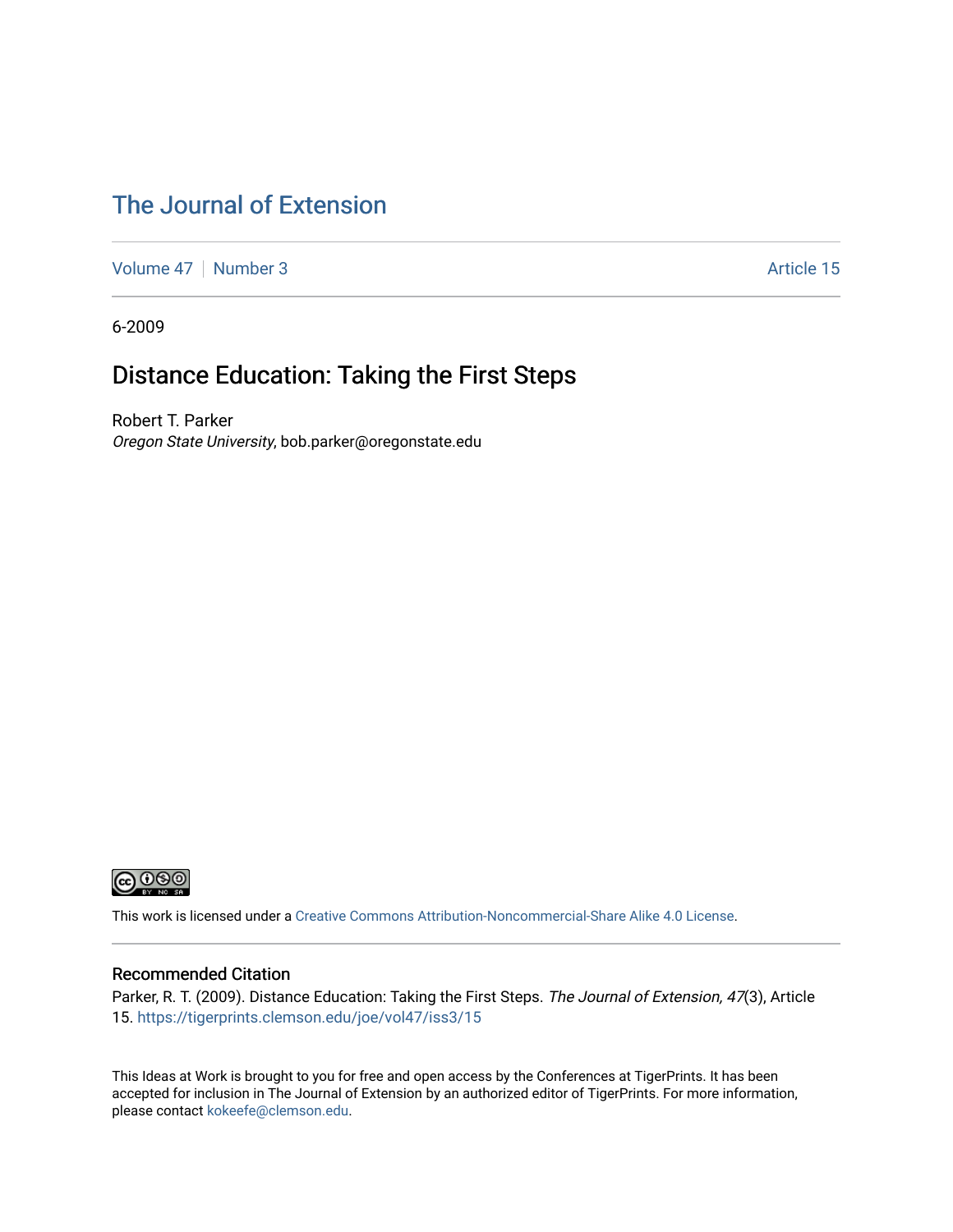# The Journal of Extension

Volume 47 | Number 3 | Article 15

6-2009

## Distance Education: Taking the First Steps

Robert T. Parker
*Oregon State University*, bob.parker@oregonstate.edu

This work is licensed under a Creative Commons Attribution-Noncommercial-Share Alike 4.0 License.

### Recommended Citation

Parker, R. T. (2009). Distance Education: Taking the First Steps. *The Journal of Extension, 47*(3), Article 15. https://tigerprints.clemson.edu/joe/vol47/iss3/15

This Ideas at Work is brought to you for free and open access by the Conferences at TigerPrints. It has been accepted for inclusion in The Journal of Extension by an authorized editor of TigerPrints. For more information, please contact kokeefe@clemson.edu.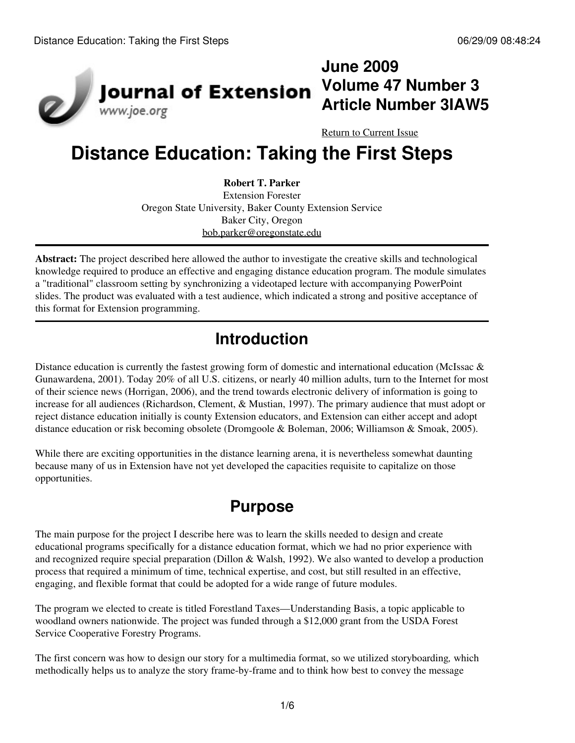June 2009
Volume 47 Number 3
Article Number 3IAW5

Return to Current Issue

# Distance Education: Taking the First Steps

**Robert T. Parker**
Extension Forester
Oregon State University, Baker County Extension Service
Baker City, Oregon
bob.parker@oregonstate.edu

**Abstract:** The project described here allowed the author to investigate the creative skills and technological knowledge required to produce an effective and engaging distance education program. The module simulates a "traditional" classroom setting by synchronizing a videotaped lecture with accompanying PowerPoint slides. The product was evaluated with a test audience, which indicated a strong and positive acceptance of this format for Extension programming.

## Introduction

Distance education is currently the fastest growing form of domestic and international education (McIssac & Gunawardena, 2001). Today 20% of all U.S. citizens, or nearly 40 million adults, turn to the Internet for most of their science news (Horrigan, 2006), and the trend towards electronic delivery of information is going to increase for all audiences (Richardson, Clement, & Mustian, 1997). The primary audience that must adopt or reject distance education initially is county Extension educators, and Extension can either accept and adopt distance education or risk becoming obsolete (Dromgoole & Boleman, 2006; Williamson & Smoak, 2005).

While there are exciting opportunities in the distance learning arena, it is nevertheless somewhat daunting because many of us in Extension have not yet developed the capacities requisite to capitalize on those opportunities.

## Purpose

The main purpose for the project I describe here was to learn the skills needed to design and create educational programs specifically for a distance education format, which we had no prior experience with and recognized require special preparation (Dillon & Walsh, 1992). We also wanted to develop a production process that required a minimum of time, technical expertise, and cost, but still resulted in an effective, engaging, and flexible format that could be adopted for a wide range of future modules.

The program we elected to create is titled Forestland Taxes—Understanding Basis, a topic applicable to woodland owners nationwide. The project was funded through a $12,000 grant from the USDA Forest Service Cooperative Forestry Programs.

The first concern was how to design our story for a multimedia format, so we utilized storyboarding, which methodically helps us to analyze the story frame-by-frame and to think how best to convey the message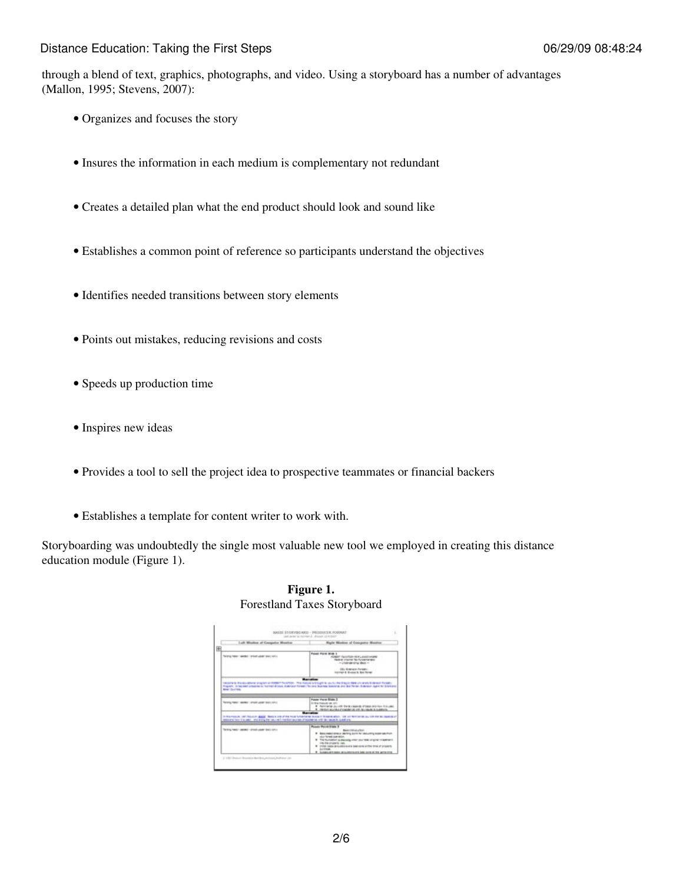through a blend of text, graphics, photographs, and video. Using a storyboard has a number of advantages (Mallon, 1995; Stevens, 2007):

- Organizes and focuses the story
- Insures the information in each medium is complementary not redundant
- Creates a detailed plan what the end product should look and sound like
- Establishes a common point of reference so participants understand the objectives
- Identifies needed transitions between story elements
- Points out mistakes, reducing revisions and costs
- Speeds up production time
- Inspires new ideas
- Provides a tool to sell the project idea to prospective teammates or financial backers
- Establishes a template for content writer to work with.

Storyboarding was undoubtedly the single most valuable new tool we employed in creating this distance education module (Figure 1).

**Figure 1.**
Forestland Taxes Storyboard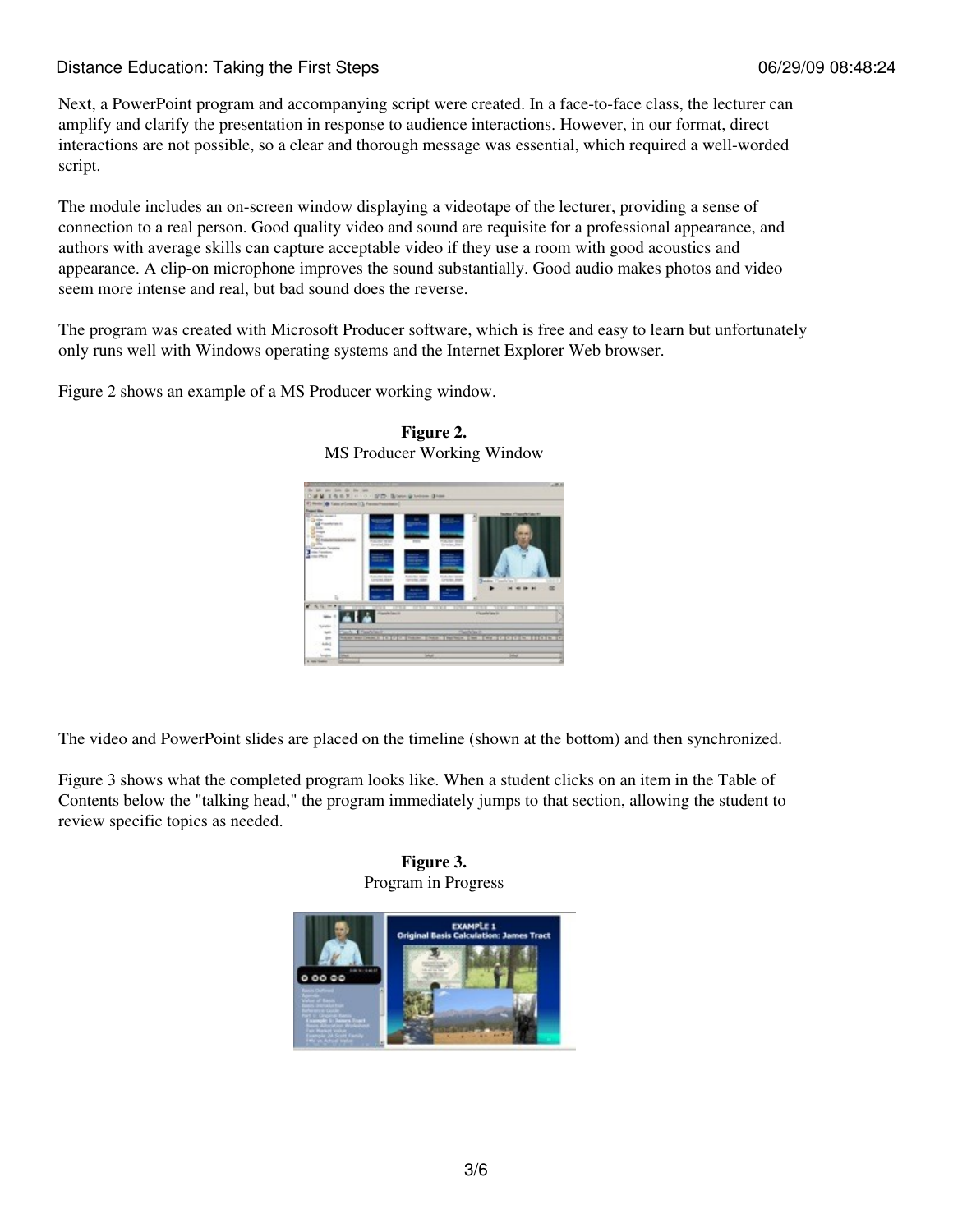Next, a PowerPoint program and accompanying script were created. In a face-to-face class, the lecturer can amplify and clarify the presentation in response to audience interactions. However, in our format, direct interactions are not possible, so a clear and thorough message was essential, which required a well-worded script.

The module includes an on-screen window displaying a videotape of the lecturer, providing a sense of connection to a real person. Good quality video and sound are requisite for a professional appearance, and authors with average skills can capture acceptable video if they use a room with good acoustics and appearance. A clip-on microphone improves the sound substantially. Good audio makes photos and video seem more intense and real, but bad sound does the reverse.

The program was created with Microsoft Producer software, which is free and easy to learn but unfortunately only runs well with Windows operating systems and the Internet Explorer Web browser.

Figure 2 shows an example of a MS Producer working window.

**Figure 2.**
MS Producer Working Window

The video and PowerPoint slides are placed on the timeline (shown at the bottom) and then synchronized.

Figure 3 shows what the completed program looks like. When a student clicks on an item in the Table of Contents below the "talking head," the program immediately jumps to that section, allowing the student to review specific topics as needed.

**Figure 3.**
Program in Progress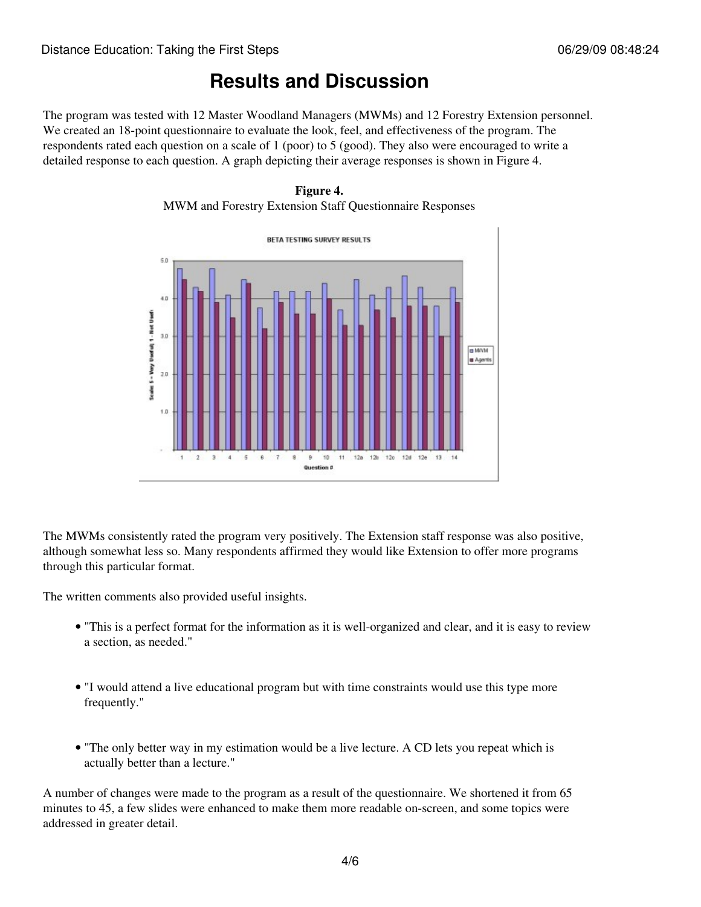# Results and Discussion

The program was tested with 12 Master Woodland Managers (MWMs) and 12 Forestry Extension personnel. We created an 18-point questionnaire to evaluate the look, feel, and effectiveness of the program. The respondents rated each question on a scale of 1 (poor) to 5 (good). They also were encouraged to write a detailed response to each question. A graph depicting their average responses is shown in Figure 4.

**Figure 4.**
MWM and Forestry Extension Staff Questionnaire Responses

The MWMs consistently rated the program very positively. The Extension staff response was also positive, although somewhat less so. Many respondents affirmed they would like Extension to offer more programs through this particular format.

The written comments also provided useful insights.

- "This is a perfect format for the information as it is well-organized and clear, and it is easy to review a section, as needed."
- "I would attend a live educational program but with time constraints would use this type more frequently."
- "The only better way in my estimation would be a live lecture. A CD lets you repeat which is actually better than a lecture."

A number of changes were made to the program as a result of the questionnaire. We shortened it from 65 minutes to 45, a few slides were enhanced to make them more readable on-screen, and some topics were addressed in greater detail.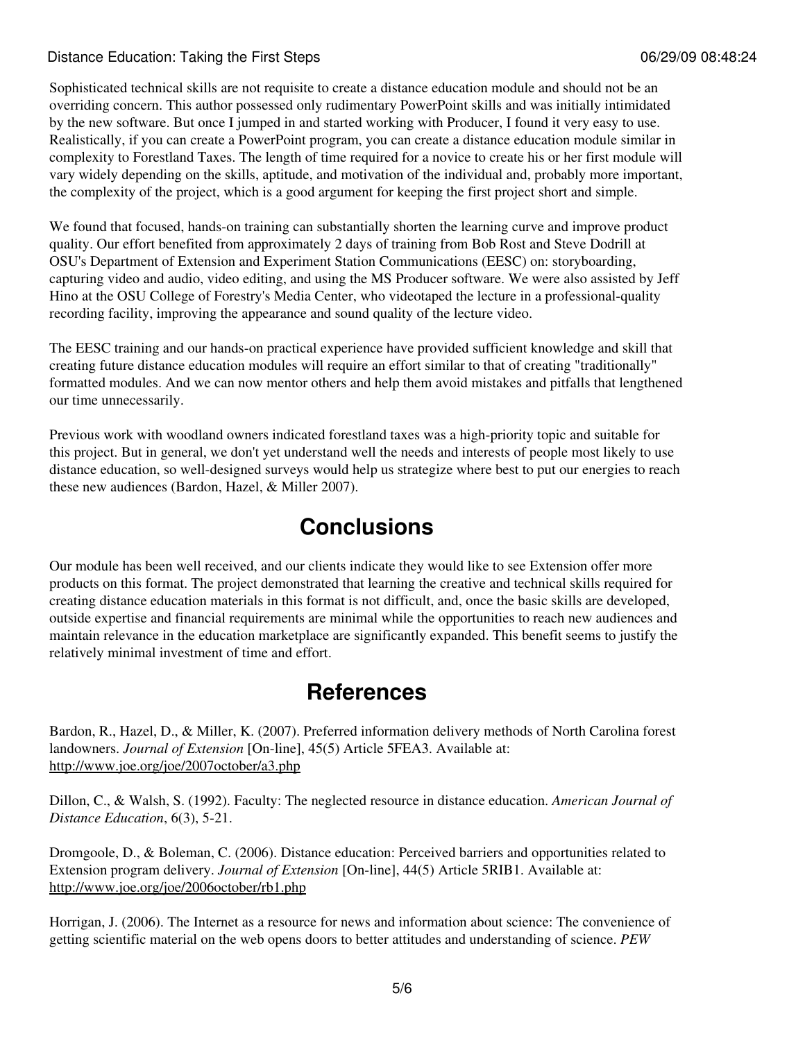Sophisticated technical skills are not requisite to create a distance education module and should not be an overriding concern. This author possessed only rudimentary PowerPoint skills and was initially intimidated by the new software. But once I jumped in and started working with Producer, I found it very easy to use. Realistically, if you can create a PowerPoint program, you can create a distance education module similar in complexity to Forestland Taxes. The length of time required for a novice to create his or her first module will vary widely depending on the skills, aptitude, and motivation of the individual and, probably more important, the complexity of the project, which is a good argument for keeping the first project short and simple.

We found that focused, hands-on training can substantially shorten the learning curve and improve product quality. Our effort benefited from approximately 2 days of training from Bob Rost and Steve Dodrill at OSU's Department of Extension and Experiment Station Communications (EESC) on: storyboarding, capturing video and audio, video editing, and using the MS Producer software. We were also assisted by Jeff Hino at the OSU College of Forestry's Media Center, who videotaped the lecture in a professional-quality recording facility, improving the appearance and sound quality of the lecture video.

The EESC training and our hands-on practical experience have provided sufficient knowledge and skill that creating future distance education modules will require an effort similar to that of creating "traditionally" formatted modules. And we can now mentor others and help them avoid mistakes and pitfalls that lengthened our time unnecessarily.

Previous work with woodland owners indicated forestland taxes was a high-priority topic and suitable for this project. But in general, we don't yet understand well the needs and interests of people most likely to use distance education, so well-designed surveys would help us strategize where best to put our energies to reach these new audiences (Bardon, Hazel, & Miller 2007).

## Conclusions

Our module has been well received, and our clients indicate they would like to see Extension offer more products on this format. The project demonstrated that learning the creative and technical skills required for creating distance education materials in this format is not difficult, and, once the basic skills are developed, outside expertise and financial requirements are minimal while the opportunities to reach new audiences and maintain relevance in the education marketplace are significantly expanded. This benefit seems to justify the relatively minimal investment of time and effort.

## References

Bardon, R., Hazel, D., & Miller, K. (2007). Preferred information delivery methods of North Carolina forest landowners. *Journal of Extension* [On-line], 45(5) Article 5FEA3. Available at: http://www.joe.org/joe/2007october/a3.php

Dillon, C., & Walsh, S. (1992). Faculty: The neglected resource in distance education. *American Journal of Distance Education*, 6(3), 5-21.

Dromgoole, D., & Boleman, C. (2006). Distance education: Perceived barriers and opportunities related to Extension program delivery. *Journal of Extension* [On-line], 44(5) Article 5RIB1. Available at: http://www.joe.org/joe/2006october/rb1.php

Horrigan, J. (2006). The Internet as a resource for news and information about science: The convenience of getting scientific material on the web opens doors to better attitudes and understanding of science. *PEW*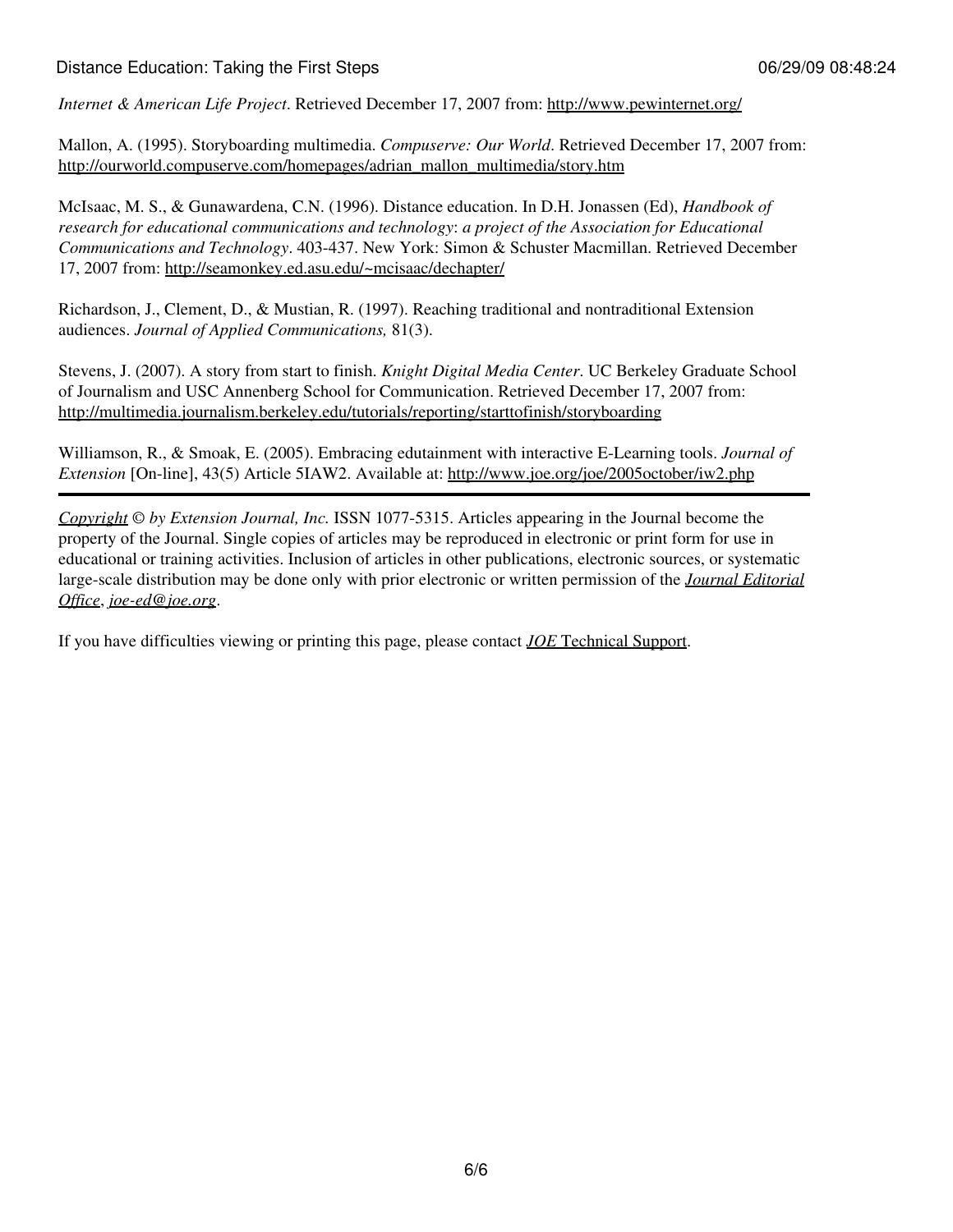*Internet & American Life Project*. Retrieved December 17, 2007 from: http://www.pewinternet.org/

Mallon, A. (1995). Storyboarding multimedia. *Compuserve: Our World*. Retrieved December 17, 2007 from: http://ourworld.compuserve.com/homepages/adrian_mallon_multimedia/story.htm

McIsaac, M. S., & Gunawardena, C.N. (1996). Distance education. In D.H. Jonassen (Ed), *Handbook of research for educational communications and technology*: *a project of the Association for Educational Communications and Technology*. 403-437. New York: Simon & Schuster Macmillan. Retrieved December 17, 2007 from: http://seamonkey.ed.asu.edu/~mcisaac/dechapter/

Richardson, J., Clement, D., & Mustian, R. (1997). Reaching traditional and nontraditional Extension audiences. *Journal of Applied Communications,* 81(3).

Stevens, J. (2007). A story from start to finish. *Knight Digital Media Center*. UC Berkeley Graduate School of Journalism and USC Annenberg School for Communication. Retrieved December 17, 2007 from: http://multimedia.journalism.berkeley.edu/tutorials/reporting/starttofinish/storyboarding

Williamson, R., & Smoak, E. (2005). Embracing edutainment with interactive E-Learning tools. *Journal of Extension* [On-line], 43(5) Article 5IAW2. Available at: http://www.joe.org/joe/2005october/iw2.php

---

*Copyright © by Extension Journal, Inc.* ISSN 1077-5315. Articles appearing in the Journal become the property of the Journal. Single copies of articles may be reproduced in electronic or print form for use in educational or training activities. Inclusion of articles in other publications, electronic sources, or systematic large-scale distribution may be done only with prior electronic or written permission of the *Journal Editorial Office*, *joe-ed@joe.org*.

If you have difficulties viewing or printing this page, please contact *JOE* Technical Support.